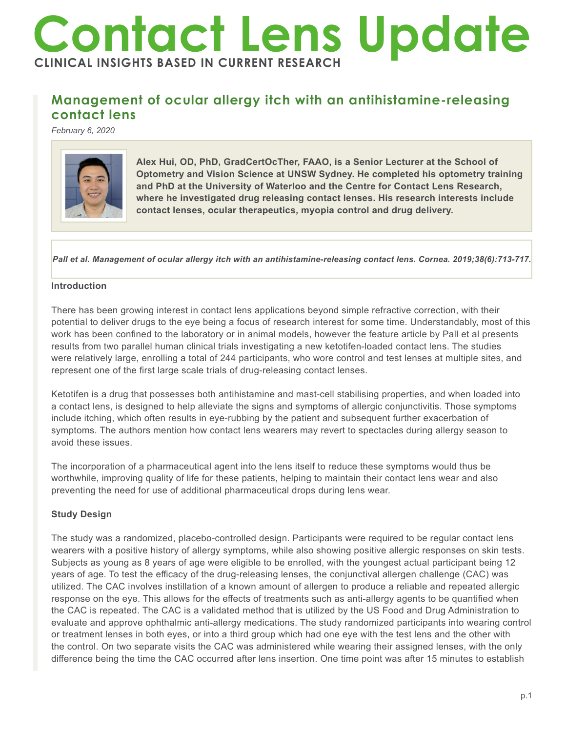# Contact Lens Update

**CLINICAL INSIGHTS BASED IN CURRENT RESEARCH**

## Management of ocular allergy itch with an antihistamine-releasing contact lens

*February 6, 2020*

**Alex Hui, OD, PhD, GradCertOcTher, FAAO, is a Senior Lecturer at the School of Optometry and Vision Science at UNSW Sydney. He completed his optometry training and PhD at the University of Waterloo and the Centre for Contact Lens Research, where he investigated drug releasing contact lenses. His research interests include contact lenses, ocular therapeutics, myopia control and drug delivery.**

***Pall et al. Management of ocular allergy itch with an antihistamine-releasing contact lens. Cornea. 2019;38(6):713-717.***

### Introduction

There has been growing interest in contact lens applications beyond simple refractive correction, with their potential to deliver drugs to the eye being a focus of research interest for some time. Understandably, most of this work has been confined to the laboratory or in animal models, however the feature article by Pall et al presents results from two parallel human clinical trials investigating a new ketotifen-loaded contact lens. The studies were relatively large, enrolling a total of 244 participants, who wore control and test lenses at multiple sites, and represent one of the first large scale trials of drug-releasing contact lenses.

Ketotifen is a drug that possesses both antihistamine and mast-cell stabilising properties, and when loaded into a contact lens, is designed to help alleviate the signs and symptoms of allergic conjunctivitis. Those symptoms include itching, which often results in eye-rubbing by the patient and subsequent further exacerbation of symptoms. The authors mention how contact lens wearers may revert to spectacles during allergy season to avoid these issues.

The incorporation of a pharmaceutical agent into the lens itself to reduce these symptoms would thus be worthwhile, improving quality of life for these patients, helping to maintain their contact lens wear and also preventing the need for use of additional pharmaceutical drops during lens wear.

### Study Design

The study was a randomized, placebo-controlled design. Participants were required to be regular contact lens wearers with a positive history of allergy symptoms, while also showing positive allergic responses on skin tests. Subjects as young as 8 years of age were eligible to be enrolled, with the youngest actual participant being 12 years of age. To test the efficacy of the drug-releasing lenses, the conjunctival allergen challenge (CAC) was utilized. The CAC involves instillation of a known amount of allergen to produce a reliable and repeated allergic response on the eye. This allows for the effects of treatments such as anti-allergy agents to be quantified when the CAC is repeated. The CAC is a validated method that is utilized by the US Food and Drug Administration to evaluate and approve ophthalmic anti-allergy medications. The study randomized participants into wearing control or treatment lenses in both eyes, or into a third group which had one eye with the test lens and the other with the control. On two separate visits the CAC was administered while wearing their assigned lenses, with the only difference being the time the CAC occurred after lens insertion. One time point was after 15 minutes to establish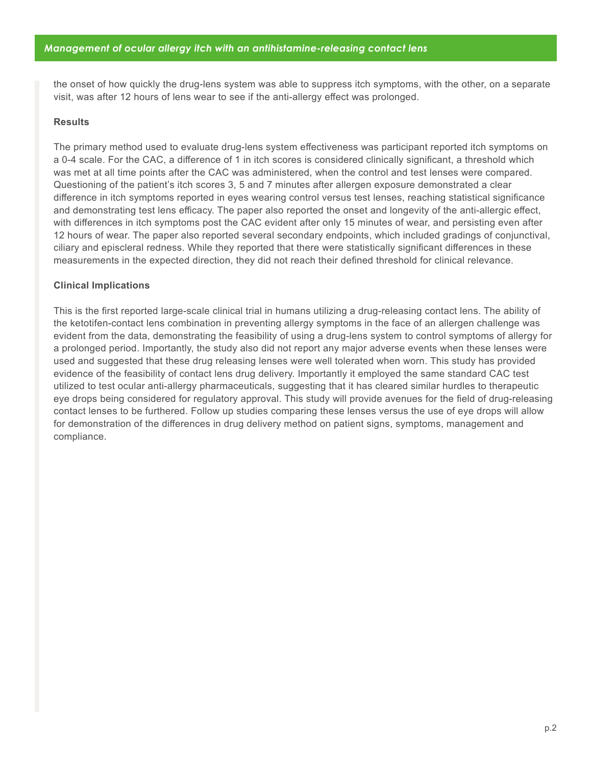the onset of how quickly the drug-lens system was able to suppress itch symptoms, with the other, on a separate visit, was after 12 hours of lens wear to see if the anti-allergy effect was prolonged.

**Results**

The primary method used to evaluate drug-lens system effectiveness was participant reported itch symptoms on a 0-4 scale. For the CAC, a difference of 1 in itch scores is considered clinically significant, a threshold which was met at all time points after the CAC was administered, when the control and test lenses were compared. Questioning of the patient's itch scores 3, 5 and 7 minutes after allergen exposure demonstrated a clear difference in itch symptoms reported in eyes wearing control versus test lenses, reaching statistical significance and demonstrating test lens efficacy. The paper also reported the onset and longevity of the anti-allergic effect, with differences in itch symptoms post the CAC evident after only 15 minutes of wear, and persisting even after 12 hours of wear. The paper also reported several secondary endpoints, which included gradings of conjunctival, ciliary and episcleral redness. While they reported that there were statistically significant differences in these measurements in the expected direction, they did not reach their defined threshold for clinical relevance.

**Clinical Implications**

This is the first reported large-scale clinical trial in humans utilizing a drug-releasing contact lens. The ability of the ketotifen-contact lens combination in preventing allergy symptoms in the face of an allergen challenge was evident from the data, demonstrating the feasibility of using a drug-lens system to control symptoms of allergy for a prolonged period. Importantly, the study also did not report any major adverse events when these lenses were used and suggested that these drug releasing lenses were well tolerated when worn. This study has provided evidence of the feasibility of contact lens drug delivery. Importantly it employed the same standard CAC test utilized to test ocular anti-allergy pharmaceuticals, suggesting that it has cleared similar hurdles to therapeutic eye drops being considered for regulatory approval. This study will provide avenues for the field of drug-releasing contact lenses to be furthered. Follow up studies comparing these lenses versus the use of eye drops will allow for demonstration of the differences in drug delivery method on patient signs, symptoms, management and compliance.